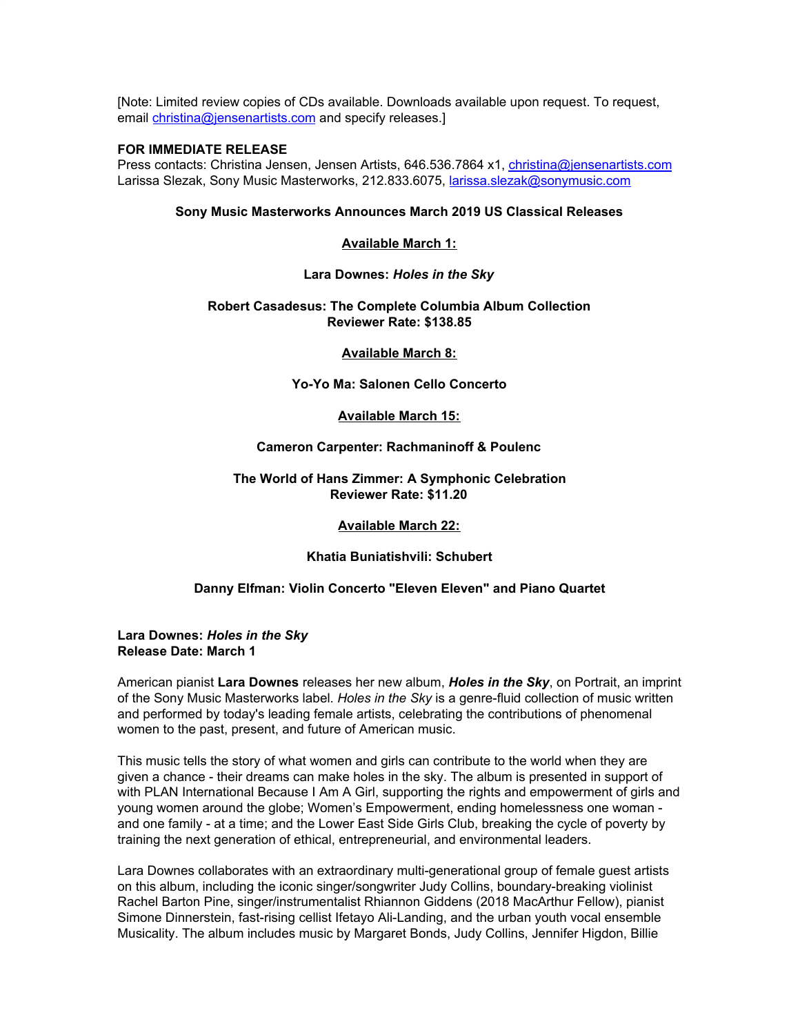[Note: Limited review copies of CDs available. Downloads available upon request. To request, email christina@jensenartists.com and specify releases.]

**FOR IMMEDIATE RELEASE**
Press contacts: Christina Jensen, Jensen Artists, 646.536.7864 x1, christina@jensenartists.com
Larissa Slezak, Sony Music Masterworks, 212.833.6075, larissa.slezak@sonymusic.com

**Sony Music Masterworks Announces March 2019 US Classical Releases**

**Available March 1:**

**Lara Downes: *Holes in the Sky***

**Robert Casadesus: The Complete Columbia Album Collection**
**Reviewer Rate: $138.85**

**Available March 8:**

**Yo-Yo Ma: Salonen Cello Concerto**

**Available March 15:**

**Cameron Carpenter: Rachmaninoff & Poulenc**

**The World of Hans Zimmer: A Symphonic Celebration**
**Reviewer Rate: $11.20**

**Available March 22:**

**Khatia Buniatishvili: Schubert**

**Danny Elfman: Violin Concerto "Eleven Eleven" and Piano Quartet**

**Lara Downes: *Holes in the Sky***
**Release Date: March 1**

American pianist **Lara Downes** releases her new album, ***Holes in the Sky***, on Portrait, an imprint of the Sony Music Masterworks label. *Holes in the Sky* is a genre-fluid collection of music written and performed by today's leading female artists, celebrating the contributions of phenomenal women to the past, present, and future of American music.

This music tells the story of what women and girls can contribute to the world when they are given a chance - their dreams can make holes in the sky. The album is presented in support of with PLAN International Because I Am A Girl, supporting the rights and empowerment of girls and young women around the globe; Women's Empowerment, ending homelessness one woman - and one family - at a time; and the Lower East Side Girls Club, breaking the cycle of poverty by training the next generation of ethical, entrepreneurial, and environmental leaders.

Lara Downes collaborates with an extraordinary multi-generational group of female guest artists on this album, including the iconic singer/songwriter Judy Collins, boundary-breaking violinist Rachel Barton Pine, singer/instrumentalist Rhiannon Giddens (2018 MacArthur Fellow), pianist Simone Dinnerstein, fast-rising cellist Ifetayo Ali-Landing, and the urban youth vocal ensemble Musicality. The album includes music by Margaret Bonds, Judy Collins, Jennifer Higdon, Billie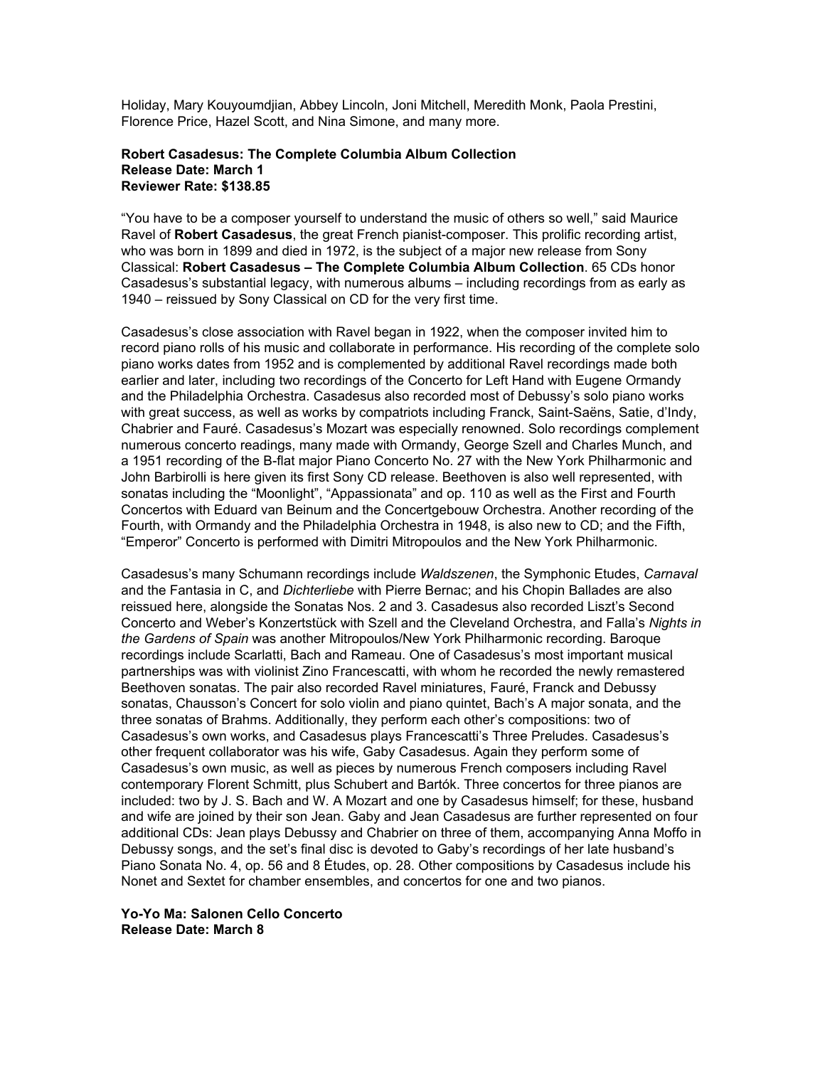Holiday, Mary Kouyoumdjian, Abbey Lincoln, Joni Mitchell, Meredith Monk, Paola Prestini, Florence Price, Hazel Scott, and Nina Simone, and many more.

**Robert Casadesus: The Complete Columbia Album Collection**
**Release Date: March 1**
**Reviewer Rate: $138.85**

"You have to be a composer yourself to understand the music of others so well," said Maurice Ravel of **Robert Casadesus**, the great French pianist-composer. This prolific recording artist, who was born in 1899 and died in 1972, is the subject of a major new release from Sony Classical: **Robert Casadesus – The Complete Columbia Album Collection**. 65 CDs honor Casadesus's substantial legacy, with numerous albums – including recordings from as early as 1940 – reissued by Sony Classical on CD for the very first time.

Casadesus's close association with Ravel began in 1922, when the composer invited him to record piano rolls of his music and collaborate in performance. His recording of the complete solo piano works dates from 1952 and is complemented by additional Ravel recordings made both earlier and later, including two recordings of the Concerto for Left Hand with Eugene Ormandy and the Philadelphia Orchestra. Casadesus also recorded most of Debussy's solo piano works with great success, as well as works by compatriots including Franck, Saint-Saëns, Satie, d'Indy, Chabrier and Fauré. Casadesus's Mozart was especially renowned. Solo recordings complement numerous concerto readings, many made with Ormandy, George Szell and Charles Munch, and a 1951 recording of the B-flat major Piano Concerto No. 27 with the New York Philharmonic and John Barbirolli is here given its first Sony CD release. Beethoven is also well represented, with sonatas including the "Moonlight", "Appassionata" and op. 110 as well as the First and Fourth Concertos with Eduard van Beinum and the Concertgebouw Orchestra. Another recording of the Fourth, with Ormandy and the Philadelphia Orchestra in 1948, is also new to CD; and the Fifth, "Emperor" Concerto is performed with Dimitri Mitropoulos and the New York Philharmonic.

Casadesus's many Schumann recordings include *Waldszenen*, the Symphonic Etudes, *Carnaval* and the Fantasia in C, and *Dichterliebe* with Pierre Bernac; and his Chopin Ballades are also reissued here, alongside the Sonatas Nos. 2 and 3. Casadesus also recorded Liszt's Second Concerto and Weber's Konzertstück with Szell and the Cleveland Orchestra, and Falla's *Nights in the Gardens of Spain* was another Mitropoulos/New York Philharmonic recording. Baroque recordings include Scarlatti, Bach and Rameau. One of Casadesus's most important musical partnerships was with violinist Zino Francescatti, with whom he recorded the newly remastered Beethoven sonatas. The pair also recorded Ravel miniatures, Fauré, Franck and Debussy sonatas, Chausson's Concert for solo violin and piano quintet, Bach's A major sonata, and the three sonatas of Brahms. Additionally, they perform each other's compositions: two of Casadesus's own works, and Casadesus plays Francescatti's Three Preludes. Casadesus's other frequent collaborator was his wife, Gaby Casadesus. Again they perform some of Casadesus's own music, as well as pieces by numerous French composers including Ravel contemporary Florent Schmitt, plus Schubert and Bartók. Three concertos for three pianos are included: two by J. S. Bach and W. A Mozart and one by Casadesus himself; for these, husband and wife are joined by their son Jean. Gaby and Jean Casadesus are further represented on four additional CDs: Jean plays Debussy and Chabrier on three of them, accompanying Anna Moffo in Debussy songs, and the set's final disc is devoted to Gaby's recordings of her late husband's Piano Sonata No. 4, op. 56 and 8 Études, op. 28. Other compositions by Casadesus include his Nonet and Sextet for chamber ensembles, and concertos for one and two pianos.

**Yo-Yo Ma: Salonen Cello Concerto**
**Release Date: March 8**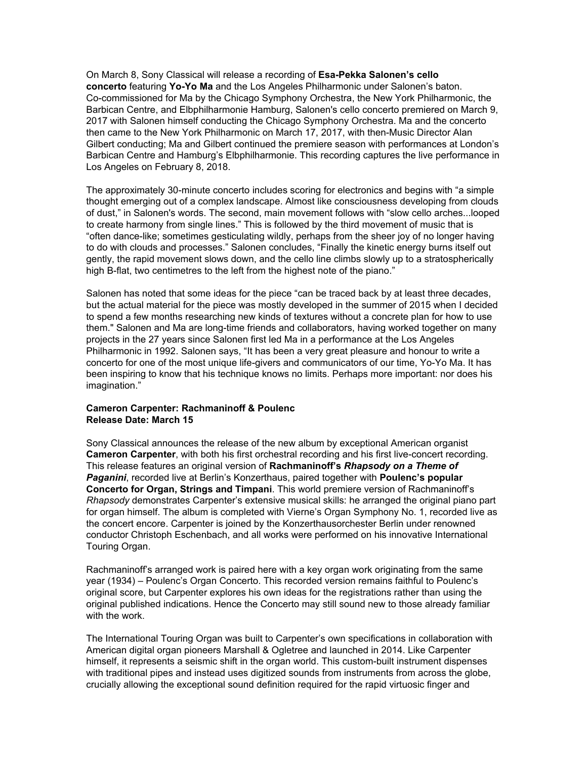On March 8, Sony Classical will release a recording of **Esa-Pekka Salonen's cello concerto** featuring **Yo-Yo Ma** and the Los Angeles Philharmonic under Salonen's baton. Co-commissioned for Ma by the Chicago Symphony Orchestra, the New York Philharmonic, the Barbican Centre, and Elbphilharmonie Hamburg, Salonen's cello concerto premiered on March 9, 2017 with Salonen himself conducting the Chicago Symphony Orchestra. Ma and the concerto then came to the New York Philharmonic on March 17, 2017, with then-Music Director Alan Gilbert conducting; Ma and Gilbert continued the premiere season with performances at London's Barbican Centre and Hamburg's Elbphilharmonie. This recording captures the live performance in Los Angeles on February 8, 2018.

The approximately 30-minute concerto includes scoring for electronics and begins with "a simple thought emerging out of a complex landscape. Almost like consciousness developing from clouds of dust," in Salonen's words. The second, main movement follows with "slow cello arches...looped to create harmony from single lines." This is followed by the third movement of music that is "often dance-like; sometimes gesticulating wildly, perhaps from the sheer joy of no longer having to do with clouds and processes." Salonen concludes, "Finally the kinetic energy burns itself out gently, the rapid movement slows down, and the cello line climbs slowly up to a stratospherically high B-flat, two centimetres to the left from the highest note of the piano."

Salonen has noted that some ideas for the piece "can be traced back by at least three decades, but the actual material for the piece was mostly developed in the summer of 2015 when I decided to spend a few months researching new kinds of textures without a concrete plan for how to use them." Salonen and Ma are long-time friends and collaborators, having worked together on many projects in the 27 years since Salonen first led Ma in a performance at the Los Angeles Philharmonic in 1992. Salonen says, "It has been a very great pleasure and honour to write a concerto for one of the most unique life-givers and communicators of our time, Yo-Yo Ma. It has been inspiring to know that his technique knows no limits. Perhaps more important: nor does his imagination."

**Cameron Carpenter: Rachmaninoff & Poulenc**
**Release Date: March 15**

Sony Classical announces the release of the new album by exceptional American organist **Cameron Carpenter**, with both his first orchestral recording and his first live-concert recording. This release features an original version of **Rachmaninoff's *Rhapsody on a Theme of Paganini***, recorded live at Berlin's Konzerthaus, paired together with **Poulenc's popular Concerto for Organ, Strings and Timpani**. This world premiere version of Rachmaninoff's *Rhapsody* demonstrates Carpenter's extensive musical skills: he arranged the original piano part for organ himself. The album is completed with Vierne's Organ Symphony No. 1, recorded live as the concert encore. Carpenter is joined by the Konzerthausorchester Berlin under renowned conductor Christoph Eschenbach, and all works were performed on his innovative International Touring Organ.

Rachmaninoff's arranged work is paired here with a key organ work originating from the same year (1934) – Poulenc's Organ Concerto. This recorded version remains faithful to Poulenc's original score, but Carpenter explores his own ideas for the registrations rather than using the original published indications. Hence the Concerto may still sound new to those already familiar with the work.

The International Touring Organ was built to Carpenter's own specifications in collaboration with American digital organ pioneers Marshall & Ogletree and launched in 2014. Like Carpenter himself, it represents a seismic shift in the organ world. This custom-built instrument dispenses with traditional pipes and instead uses digitized sounds from instruments from across the globe, crucially allowing the exceptional sound definition required for the rapid virtuosic finger and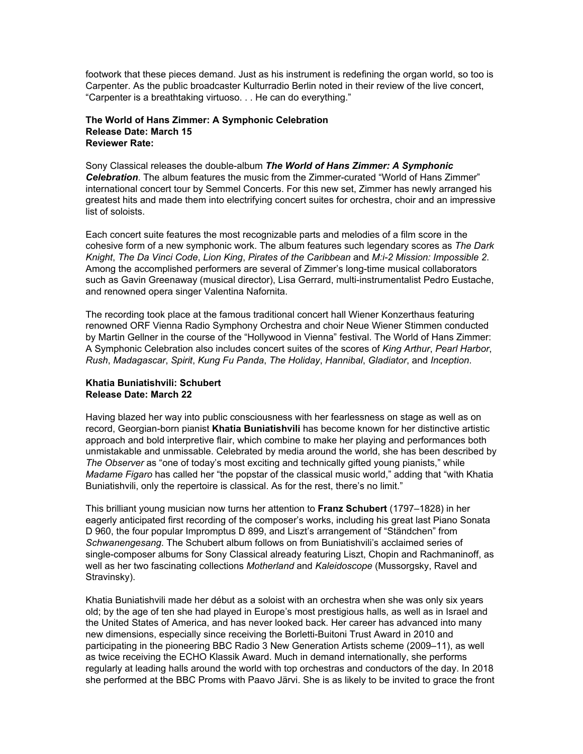footwork that these pieces demand. Just as his instrument is redefining the organ world, so too is Carpenter. As the public broadcaster Kulturradio Berlin noted in their review of the live concert, "Carpenter is a breathtaking virtuoso. . . He can do everything."

**The World of Hans Zimmer: A Symphonic Celebration**
**Release Date: March 15**
**Reviewer Rate:**

Sony Classical releases the double-album ***The World of Hans Zimmer: A Symphonic Celebration***. The album features the music from the Zimmer-curated "World of Hans Zimmer" international concert tour by Semmel Concerts. For this new set, Zimmer has newly arranged his greatest hits and made them into electrifying concert suites for orchestra, choir and an impressive list of soloists.

Each concert suite features the most recognizable parts and melodies of a film score in the cohesive form of a new symphonic work. The album features such legendary scores as *The Dark Knight*, *The Da Vinci Code*, *Lion King*, *Pirates of the Caribbean* and *M:i-2 Mission: Impossible 2*. Among the accomplished performers are several of Zimmer's long-time musical collaborators such as Gavin Greenaway (musical director), Lisa Gerrard, multi-instrumentalist Pedro Eustache, and renowned opera singer Valentina Nafornita.

The recording took place at the famous traditional concert hall Wiener Konzerthaus featuring renowned ORF Vienna Radio Symphony Orchestra and choir Neue Wiener Stimmen conducted by Martin Gellner in the course of the "Hollywood in Vienna" festival. The World of Hans Zimmer: A Symphonic Celebration also includes concert suites of the scores of *King Arthur*, *Pearl Harbor*, *Rush*, *Madagascar*, *Spirit*, *Kung Fu Panda*, *The Holiday*, *Hannibal*, *Gladiator*, and *Inception*.

**Khatia Buniatishvili: Schubert**
**Release Date: March 22**

Having blazed her way into public consciousness with her fearlessness on stage as well as on record, Georgian-born pianist **Khatia Buniatishvili** has become known for her distinctive artistic approach and bold interpretive flair, which combine to make her playing and performances both unmistakable and unmissable. Celebrated by media around the world, she has been described by *The Observer* as "one of today's most exciting and technically gifted young pianists," while *Madame Figaro* has called her "the popstar of the classical music world," adding that "with Khatia Buniatishvili, only the repertoire is classical. As for the rest, there's no limit."

This brilliant young musician now turns her attention to **Franz Schubert** (1797–1828) in her eagerly anticipated first recording of the composer's works, including his great last Piano Sonata D 960, the four popular Impromptus D 899, and Liszt's arrangement of "Ständchen" from *Schwanengesang*. The Schubert album follows on from Buniatishvili's acclaimed series of single-composer albums for Sony Classical already featuring Liszt, Chopin and Rachmaninoff, as well as her two fascinating collections *Motherland* and *Kaleidoscope* (Mussorgsky, Ravel and Stravinsky).

Khatia Buniatishvili made her début as a soloist with an orchestra when she was only six years old; by the age of ten she had played in Europe's most prestigious halls, as well as in Israel and the United States of America, and has never looked back. Her career has advanced into many new dimensions, especially since receiving the Borletti-Buitoni Trust Award in 2010 and participating in the pioneering BBC Radio 3 New Generation Artists scheme (2009–11), as well as twice receiving the ECHO Klassik Award. Much in demand internationally, she performs regularly at leading halls around the world with top orchestras and conductors of the day. In 2018 she performed at the BBC Proms with Paavo Järvi. She is as likely to be invited to grace the front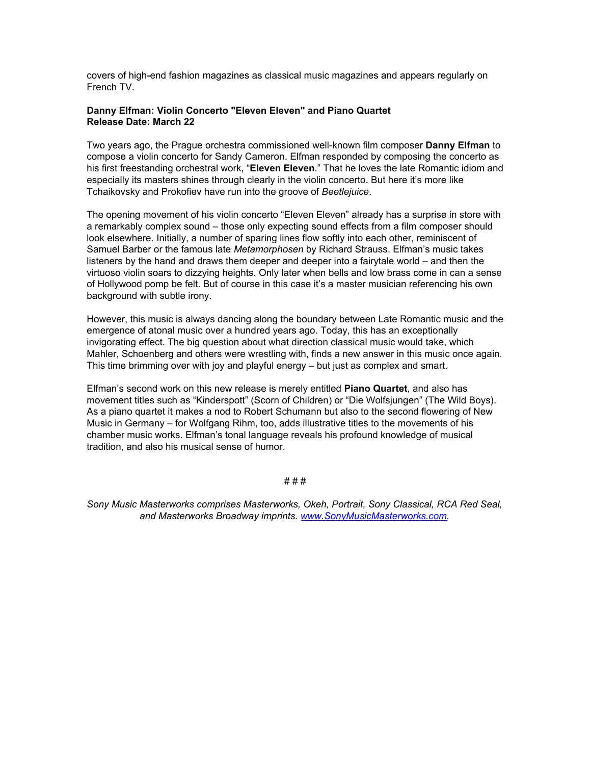covers of high-end fashion magazines as classical music magazines and appears regularly on French TV.

**Danny Elfman: Violin Concerto "Eleven Eleven" and Piano Quartet**
**Release Date: March 22**

Two years ago, the Prague orchestra commissioned well-known film composer **Danny Elfman** to compose a violin concerto for Sandy Cameron. Elfman responded by composing the concerto as his first freestanding orchestral work, "**Eleven Eleven**." That he loves the late Romantic idiom and especially its masters shines through clearly in the violin concerto. But here it's more like Tchaikovsky and Prokofiev have run into the groove of *Beetlejuice*.

The opening movement of his violin concerto "Eleven Eleven" already has a surprise in store with a remarkably complex sound – those only expecting sound effects from a film composer should look elsewhere. Initially, a number of sparing lines flow softly into each other, reminiscent of Samuel Barber or the famous late *Metamorphosen* by Richard Strauss. Elfman's music takes listeners by the hand and draws them deeper and deeper into a fairytale world – and then the virtuoso violin soars to dizzying heights. Only later when bells and low brass come in can a sense of Hollywood pomp be felt. But of course in this case it's a master musician referencing his own background with subtle irony.

However, this music is always dancing along the boundary between Late Romantic music and the emergence of atonal music over a hundred years ago. Today, this has an exceptionally invigorating effect. The big question about what direction classical music would take, which Mahler, Schoenberg and others were wrestling with, finds a new answer in this music once again. This time brimming over with joy and playful energy – but just as complex and smart.

Elfman's second work on this new release is merely entitled **Piano Quartet**, and also has movement titles such as "Kinderspott" (Scorn of Children) or "Die Wolfsjungen" (The Wild Boys). As a piano quartet it makes a nod to Robert Schumann but also to the second flowering of New Music in Germany – for Wolfgang Rihm, too, adds illustrative titles to the movements of his chamber music works. Elfman's tonal language reveals his profound knowledge of musical tradition, and also his musical sense of humor.

# # #

*Sony Music Masterworks comprises Masterworks, Okeh, Portrait, Sony Classical, RCA Red Seal, and Masterworks Broadway imprints. [www.SonyMusicMasterworks.com](http://www.SonyMusicMasterworks.com).*